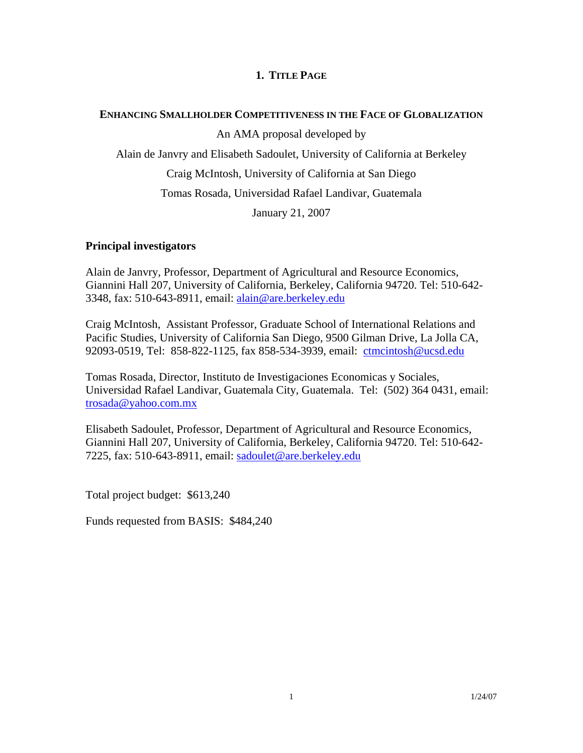## 1. Title Page

### Enhancing Smallholder Competitiveness in the Face of Globalization

An AMA proposal developed by

Alain de Janvry and Elisabeth Sadoulet, University of California at Berkeley

Craig McIntosh, University of California at San Diego

Tomas Rosada, Universidad Rafael Landivar, Guatemala

January 21, 2007

**Principal investigators**

Alain de Janvry, Professor, Department of Agricultural and Resource Economics, Giannini Hall 207, University of California, Berkeley, California 94720. Tel: 510-642-3348, fax: 510-643-8911, email: alain@are.berkeley.edu

Craig McIntosh, Assistant Professor, Graduate School of International Relations and Pacific Studies, University of California San Diego, 9500 Gilman Drive, La Jolla CA, 92093-0519, Tel: 858-822-1125, fax 858-534-3939, email: ctmcintosh@ucsd.edu

Tomas Rosada, Director, Instituto de Investigaciones Economicas y Sociales, Universidad Rafael Landivar, Guatemala City, Guatemala. Tel: (502) 364 0431, email: trosada@yahoo.com.mx

Elisabeth Sadoulet, Professor, Department of Agricultural and Resource Economics, Giannini Hall 207, University of California, Berkeley, California 94720. Tel: 510-642-7225, fax: 510-643-8911, email: sadoulet@are.berkeley.edu

Total project budget: $613,240

Funds requested from BASIS: $484,240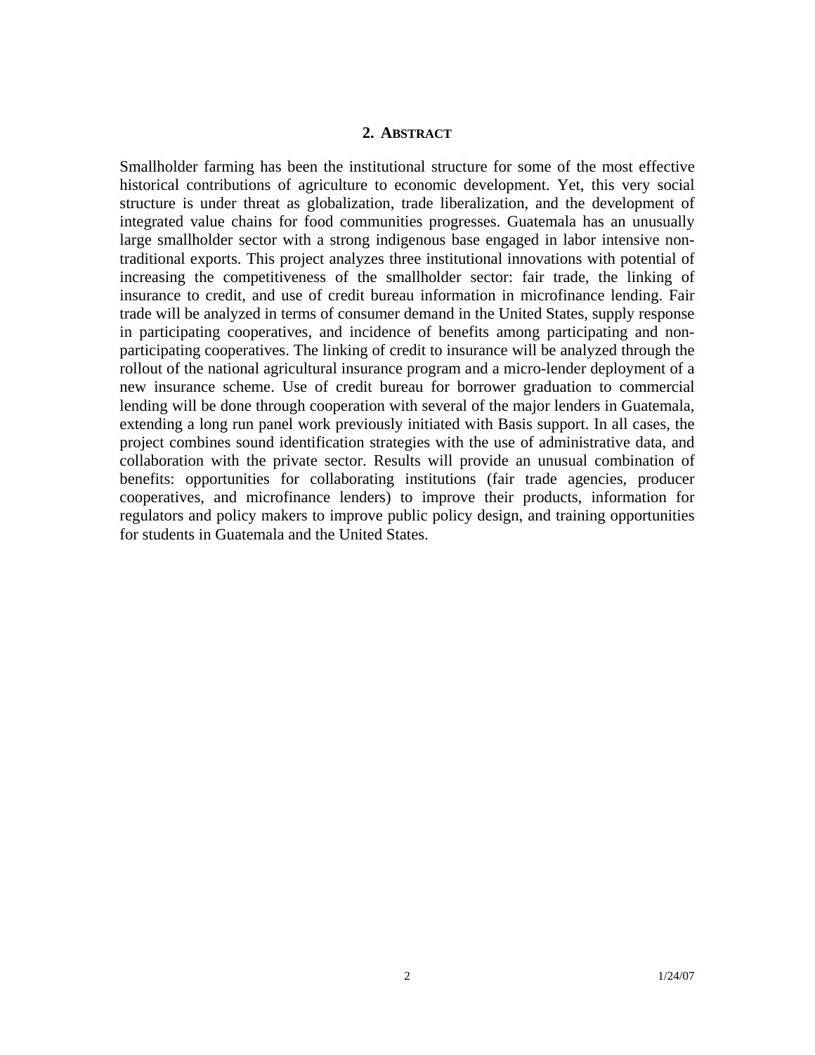## 2. ABSTRACT

Smallholder farming has been the institutional structure for some of the most effective historical contributions of agriculture to economic development. Yet, this very social structure is under threat as globalization, trade liberalization, and the development of integrated value chains for food communities progresses. Guatemala has an unusually large smallholder sector with a strong indigenous base engaged in labor intensive non-traditional exports. This project analyzes three institutional innovations with potential of increasing the competitiveness of the smallholder sector: fair trade, the linking of insurance to credit, and use of credit bureau information in microfinance lending. Fair trade will be analyzed in terms of consumer demand in the United States, supply response in participating cooperatives, and incidence of benefits among participating and non-participating cooperatives. The linking of credit to insurance will be analyzed through the rollout of the national agricultural insurance program and a micro-lender deployment of a new insurance scheme. Use of credit bureau for borrower graduation to commercial lending will be done through cooperation with several of the major lenders in Guatemala, extending a long run panel work previously initiated with Basis support. In all cases, the project combines sound identification strategies with the use of administrative data, and collaboration with the private sector. Results will provide an unusual combination of benefits: opportunities for collaborating institutions (fair trade agencies, producer cooperatives, and microfinance lenders) to improve their products, information for regulators and policy makers to improve public policy design, and training opportunities for students in Guatemala and the United States.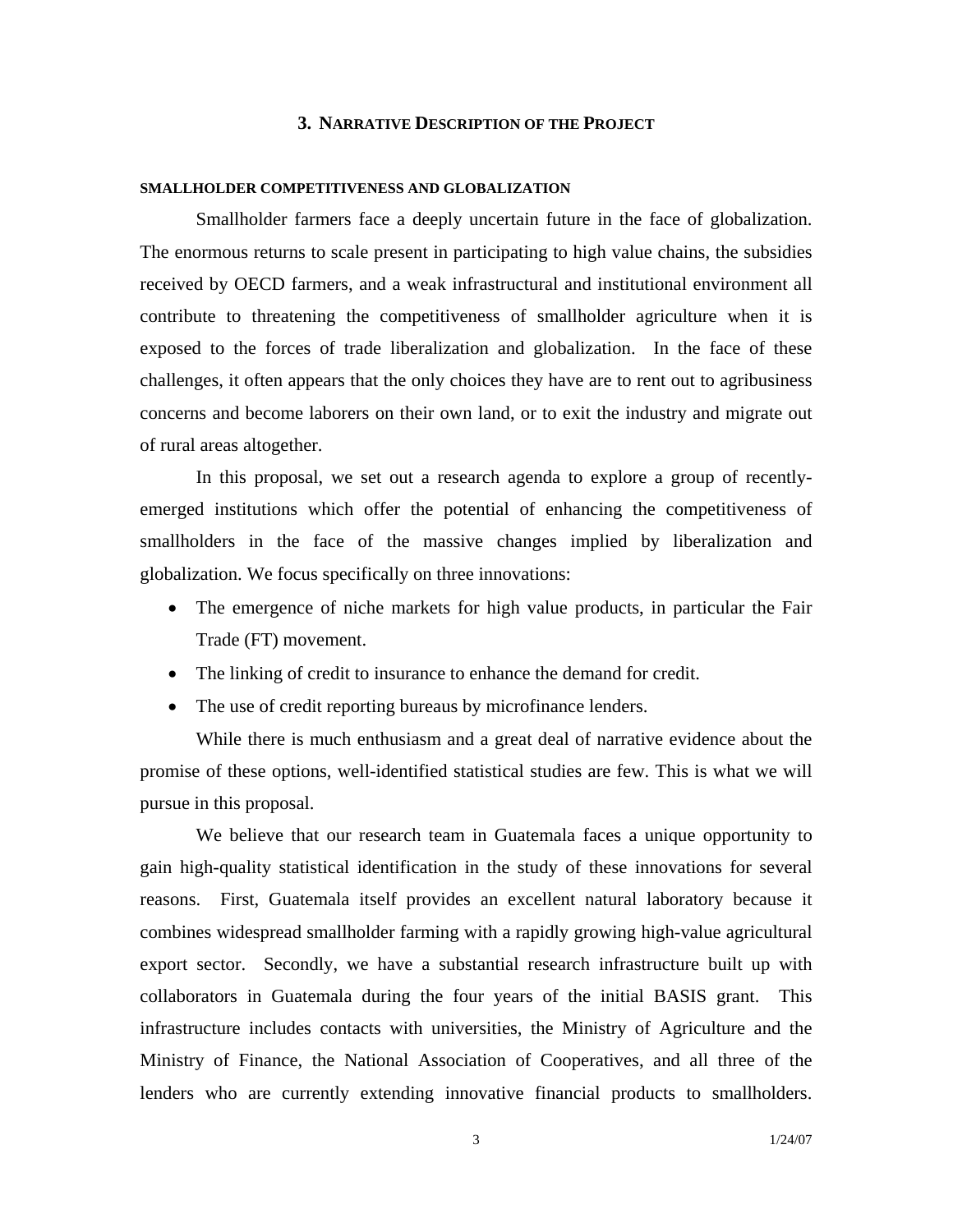## 3. Narrative Description of the Project

### Smallholder Competitiveness and Globalization

Smallholder farmers face a deeply uncertain future in the face of globalization. The enormous returns to scale present in participating to high value chains, the subsidies received by OECD farmers, and a weak infrastructural and institutional environment all contribute to threatening the competitiveness of smallholder agriculture when it is exposed to the forces of trade liberalization and globalization. In the face of these challenges, it often appears that the only choices they have are to rent out to agribusiness concerns and become laborers on their own land, or to exit the industry and migrate out of rural areas altogether.

In this proposal, we set out a research agenda to explore a group of recently-emerged institutions which offer the potential of enhancing the competitiveness of smallholders in the face of the massive changes implied by liberalization and globalization. We focus specifically on three innovations:

- The emergence of niche markets for high value products, in particular the Fair Trade (FT) movement.
- The linking of credit to insurance to enhance the demand for credit.
- The use of credit reporting bureaus by microfinance lenders.

While there is much enthusiasm and a great deal of narrative evidence about the promise of these options, well-identified statistical studies are few. This is what we will pursue in this proposal.

We believe that our research team in Guatemala faces a unique opportunity to gain high-quality statistical identification in the study of these innovations for several reasons. First, Guatemala itself provides an excellent natural laboratory because it combines widespread smallholder farming with a rapidly growing high-value agricultural export sector. Secondly, we have a substantial research infrastructure built up with collaborators in Guatemala during the four years of the initial BASIS grant. This infrastructure includes contacts with universities, the Ministry of Agriculture and the Ministry of Finance, the National Association of Cooperatives, and all three of the lenders who are currently extending innovative financial products to smallholders.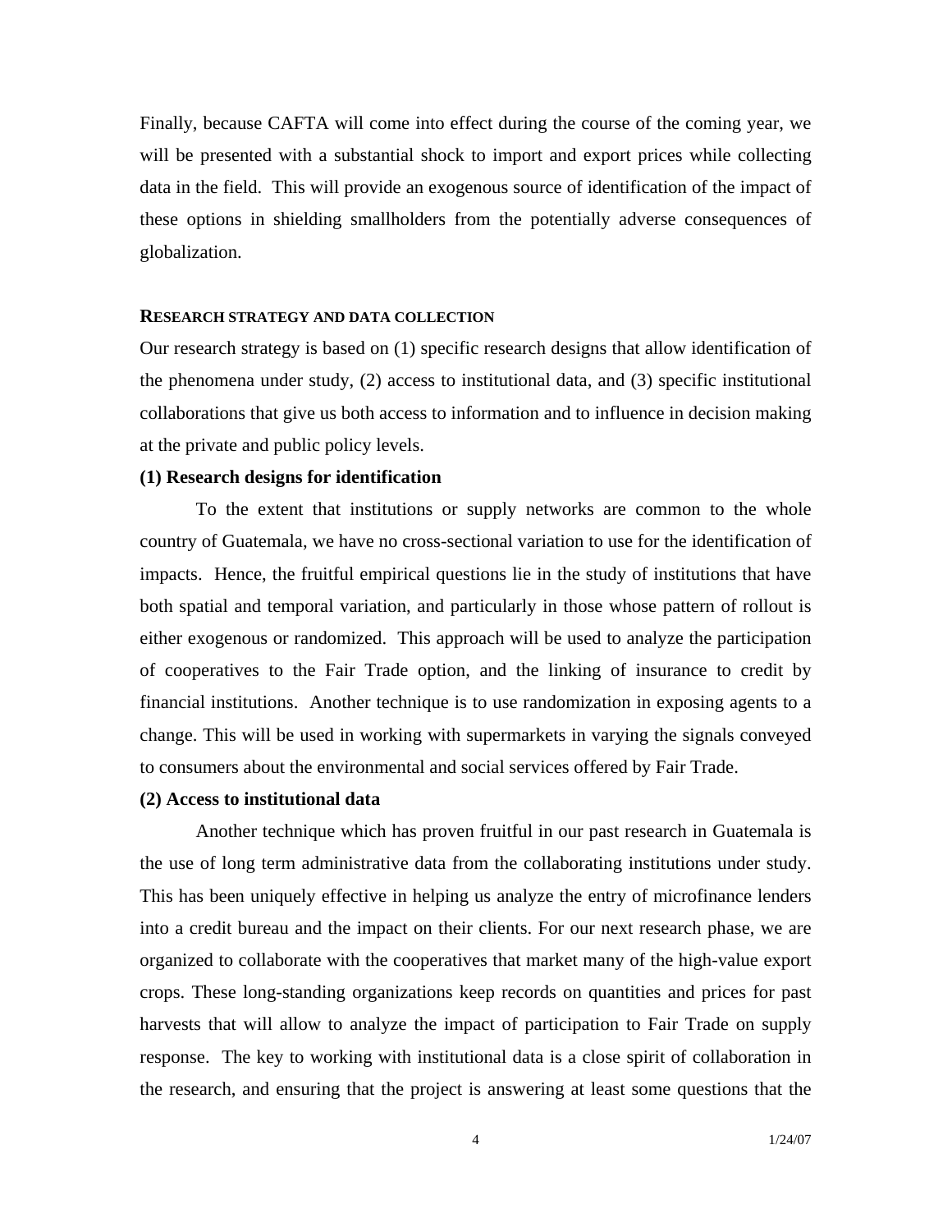Finally, because CAFTA will come into effect during the course of the coming year, we will be presented with a substantial shock to import and export prices while collecting data in the field. This will provide an exogenous source of identification of the impact of these options in shielding smallholders from the potentially adverse consequences of globalization.

## RESEARCH STRATEGY AND DATA COLLECTION

Our research strategy is based on (1) specific research designs that allow identification of the phenomena under study, (2) access to institutional data, and (3) specific institutional collaborations that give us both access to information and to influence in decision making at the private and public policy levels.

### (1) Research designs for identification

To the extent that institutions or supply networks are common to the whole country of Guatemala, we have no cross-sectional variation to use for the identification of impacts. Hence, the fruitful empirical questions lie in the study of institutions that have both spatial and temporal variation, and particularly in those whose pattern of rollout is either exogenous or randomized. This approach will be used to analyze the participation of cooperatives to the Fair Trade option, and the linking of insurance to credit by financial institutions. Another technique is to use randomization in exposing agents to a change. This will be used in working with supermarkets in varying the signals conveyed to consumers about the environmental and social services offered by Fair Trade.

### (2) Access to institutional data

Another technique which has proven fruitful in our past research in Guatemala is the use of long term administrative data from the collaborating institutions under study. This has been uniquely effective in helping us analyze the entry of microfinance lenders into a credit bureau and the impact on their clients. For our next research phase, we are organized to collaborate with the cooperatives that market many of the high-value export crops. These long-standing organizations keep records on quantities and prices for past harvests that will allow to analyze the impact of participation to Fair Trade on supply response. The key to working with institutional data is a close spirit of collaboration in the research, and ensuring that the project is answering at least some questions that the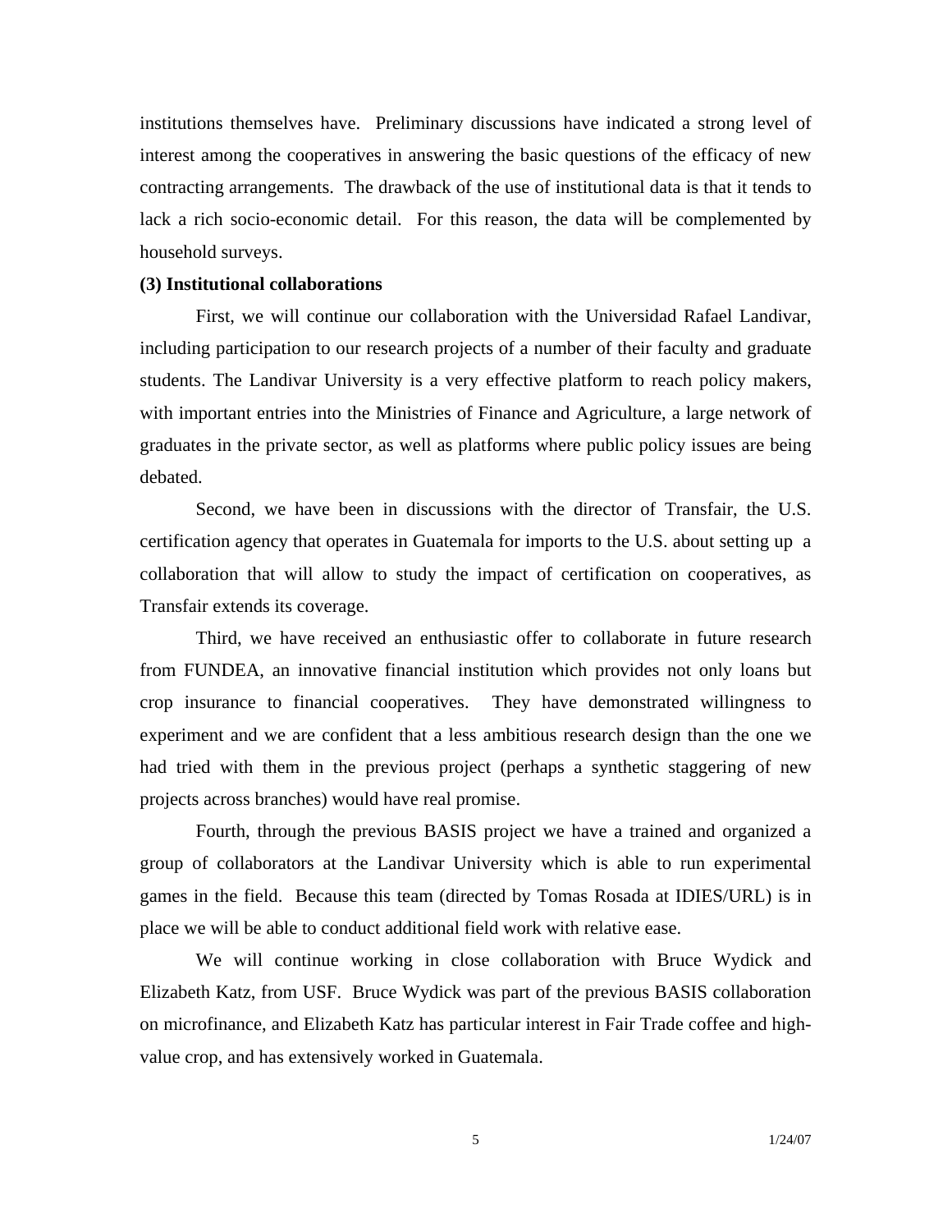institutions themselves have. Preliminary discussions have indicated a strong level of interest among the cooperatives in answering the basic questions of the efficacy of new contracting arrangements. The drawback of the use of institutional data is that it tends to lack a rich socio-economic detail. For this reason, the data will be complemented by household surveys.

**(3) Institutional collaborations**

First, we will continue our collaboration with the Universidad Rafael Landivar, including participation to our research projects of a number of their faculty and graduate students. The Landivar University is a very effective platform to reach policy makers, with important entries into the Ministries of Finance and Agriculture, a large network of graduates in the private sector, as well as platforms where public policy issues are being debated.

Second, we have been in discussions with the director of Transfair, the U.S. certification agency that operates in Guatemala for imports to the U.S. about setting up a collaboration that will allow to study the impact of certification on cooperatives, as Transfair extends its coverage.

Third, we have received an enthusiastic offer to collaborate in future research from FUNDEA, an innovative financial institution which provides not only loans but crop insurance to financial cooperatives. They have demonstrated willingness to experiment and we are confident that a less ambitious research design than the one we had tried with them in the previous project (perhaps a synthetic staggering of new projects across branches) would have real promise.

Fourth, through the previous BASIS project we have a trained and organized a group of collaborators at the Landivar University which is able to run experimental games in the field. Because this team (directed by Tomas Rosada at IDIES/URL) is in place we will be able to conduct additional field work with relative ease.

We will continue working in close collaboration with Bruce Wydick and Elizabeth Katz, from USF. Bruce Wydick was part of the previous BASIS collaboration on microfinance, and Elizabeth Katz has particular interest in Fair Trade coffee and high-value crop, and has extensively worked in Guatemala.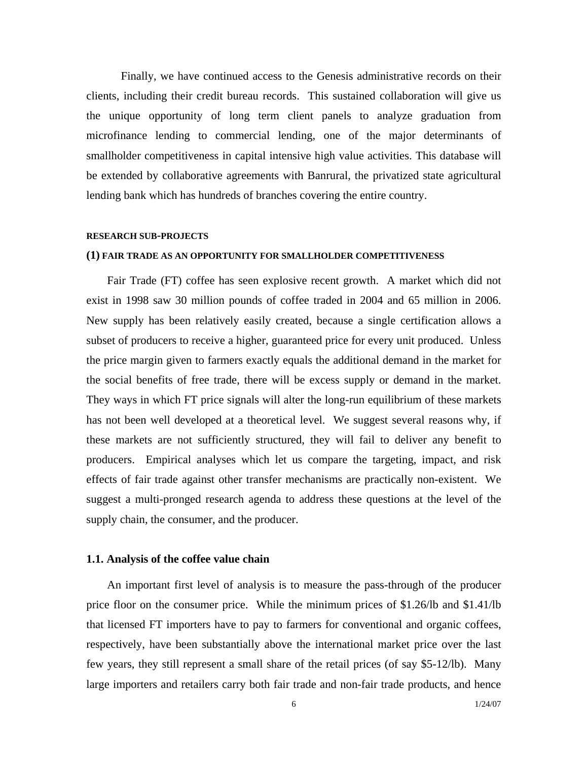Finally, we have continued access to the Genesis administrative records on their clients, including their credit bureau records. This sustained collaboration will give us the unique opportunity of long term client panels to analyze graduation from microfinance lending to commercial lending, one of the major determinants of smallholder competitiveness in capital intensive high value activities. This database will be extended by collaborative agreements with Banrural, the privatized state agricultural lending bank which has hundreds of branches covering the entire country.

#### RESEARCH SUB-PROJECTS

#### (1) FAIR TRADE AS AN OPPORTUNITY FOR SMALLHOLDER COMPETITIVENESS

Fair Trade (FT) coffee has seen explosive recent growth. A market which did not exist in 1998 saw 30 million pounds of coffee traded in 2004 and 65 million in 2006. New supply has been relatively easily created, because a single certification allows a subset of producers to receive a higher, guaranteed price for every unit produced. Unless the price margin given to farmers exactly equals the additional demand in the market for the social benefits of free trade, there will be excess supply or demand in the market. They ways in which FT price signals will alter the long-run equilibrium of these markets has not been well developed at a theoretical level. We suggest several reasons why, if these markets are not sufficiently structured, they will fail to deliver any benefit to producers. Empirical analyses which let us compare the targeting, impact, and risk effects of fair trade against other transfer mechanisms are practically non-existent. We suggest a multi-pronged research agenda to address these questions at the level of the supply chain, the consumer, and the producer.

### 1.1. Analysis of the coffee value chain

An important first level of analysis is to measure the pass-through of the producer price floor on the consumer price. While the minimum prices of \$1.26/lb and \$1.41/lb that licensed FT importers have to pay to farmers for conventional and organic coffees, respectively, have been substantially above the international market price over the last few years, they still represent a small share of the retail prices (of say \$5-12/lb). Many large importers and retailers carry both fair trade and non-fair trade products, and hence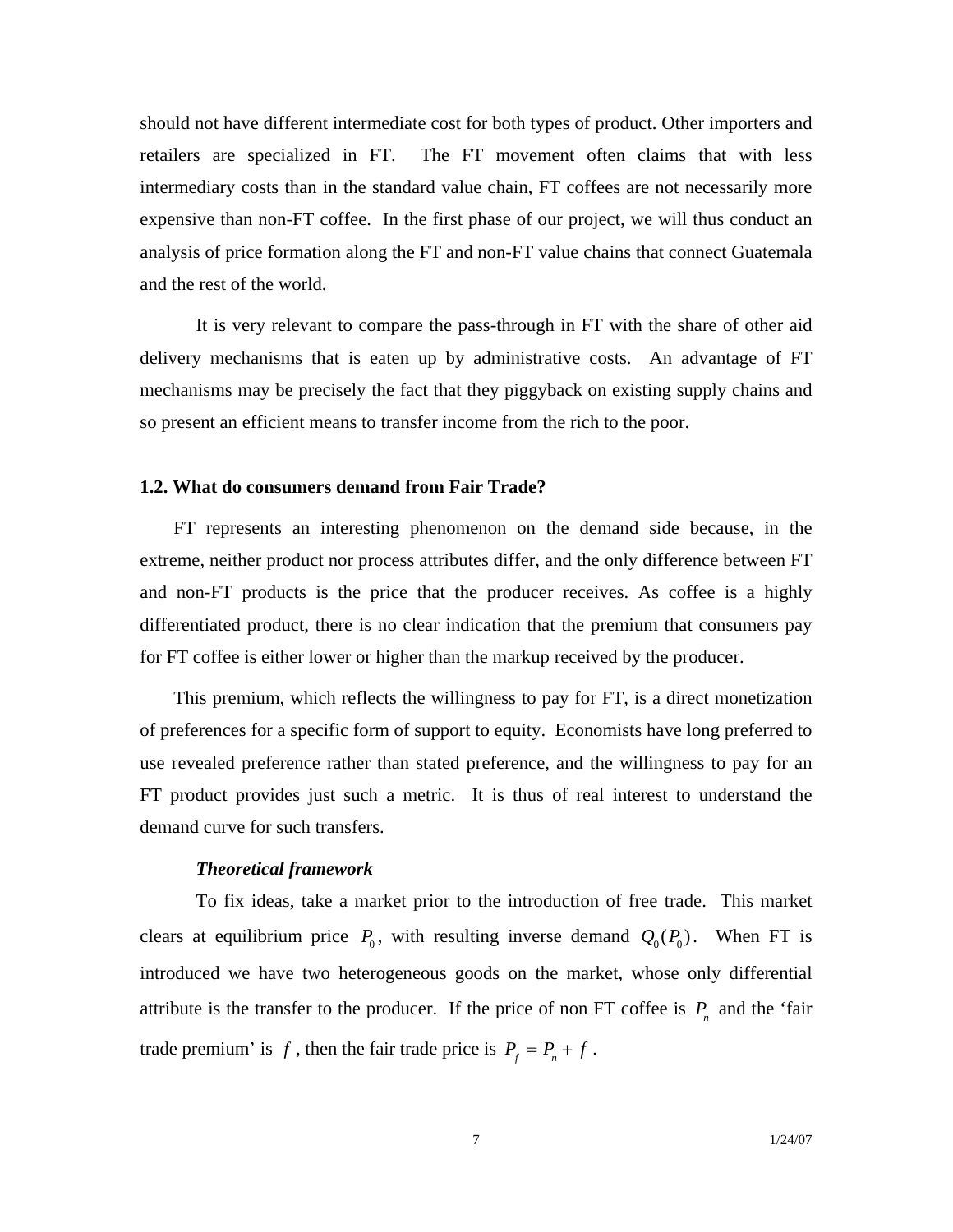should not have different intermediate cost for both types of product. Other importers and retailers are specialized in FT. The FT movement often claims that with less intermediary costs than in the standard value chain, FT coffees are not necessarily more expensive than non-FT coffee. In the first phase of our project, we will thus conduct an analysis of price formation along the FT and non-FT value chains that connect Guatemala and the rest of the world.

It is very relevant to compare the pass-through in FT with the share of other aid delivery mechanisms that is eaten up by administrative costs. An advantage of FT mechanisms may be precisely the fact that they piggyback on existing supply chains and so present an efficient means to transfer income from the rich to the poor.

### 1.2. What do consumers demand from Fair Trade?

FT represents an interesting phenomenon on the demand side because, in the extreme, neither product nor process attributes differ, and the only difference between FT and non-FT products is the price that the producer receives. As coffee is a highly differentiated product, there is no clear indication that the premium that consumers pay for FT coffee is either lower or higher than the markup received by the producer.

This premium, which reflects the willingness to pay for FT, is a direct monetization of preferences for a specific form of support to equity. Economists have long preferred to use revealed preference rather than stated preference, and the willingness to pay for an FT product provides just such a metric. It is thus of real interest to understand the demand curve for such transfers.

#### *Theoretical framework*

To fix ideas, take a market prior to the introduction of free trade. This market clears at equilibrium price $P_0$, with resulting inverse demand $Q_0(P_0)$. When FT is introduced we have two heterogeneous goods on the market, whose only differential attribute is the transfer to the producer. If the price of non FT coffee is $P_n$ and the 'fair trade premium' is $f$, then the fair trade price is $P_f = P_n + f$.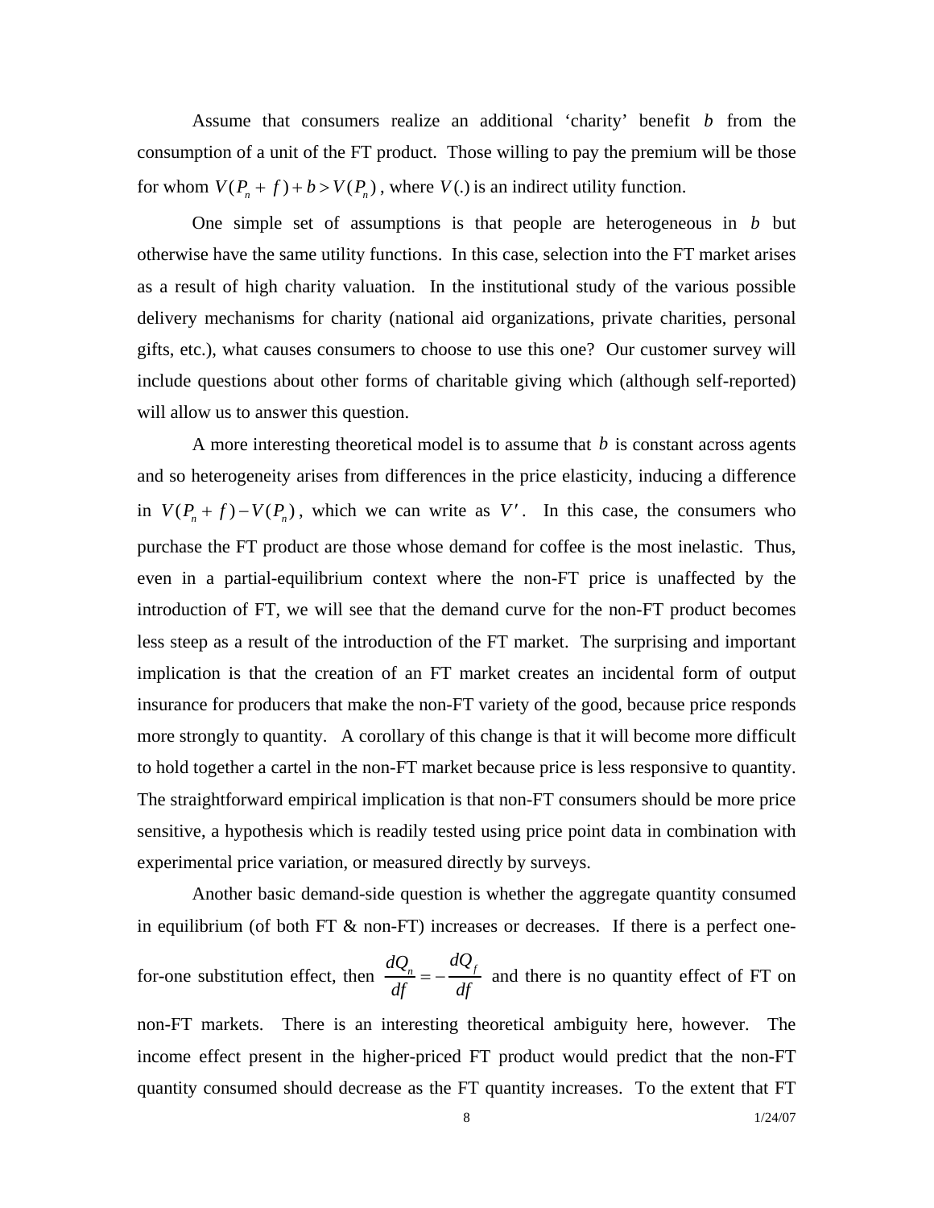Assume that consumers realize an additional 'charity' benefit $b$ from the consumption of a unit of the FT product. Those willing to pay the premium will be those for whom $V(P_n + f) + b > V(P_n)$, where $V(.)$ is an indirect utility function.

One simple set of assumptions is that people are heterogeneous in $b$ but otherwise have the same utility functions. In this case, selection into the FT market arises as a result of high charity valuation. In the institutional study of the various possible delivery mechanisms for charity (national aid organizations, private charities, personal gifts, etc.), what causes consumers to choose to use this one? Our customer survey will include questions about other forms of charitable giving which (although self-reported) will allow us to answer this question.

A more interesting theoretical model is to assume that $b$ is constant across agents and so heterogeneity arises from differences in the price elasticity, inducing a difference in $V(P_n + f) - V(P_n)$, which we can write as $V'$. In this case, the consumers who purchase the FT product are those whose demand for coffee is the most inelastic. Thus, even in a partial-equilibrium context where the non-FT price is unaffected by the introduction of FT, we will see that the demand curve for the non-FT product becomes less steep as a result of the introduction of the FT market. The surprising and important implication is that the creation of an FT market creates an incidental form of output insurance for producers that make the non-FT variety of the good, because price responds more strongly to quantity. A corollary of this change is that it will become more difficult to hold together a cartel in the non-FT market because price is less responsive to quantity. The straightforward empirical implication is that non-FT consumers should be more price sensitive, a hypothesis which is readily tested using price point data in combination with experimental price variation, or measured directly by surveys.

Another basic demand-side question is whether the aggregate quantity consumed in equilibrium (of both FT & non-FT) increases or decreases. If there is a perfect one-for-one substitution effect, then $\frac{dQ_n}{df} = -\frac{dQ_f}{df}$ and there is no quantity effect of FT on non-FT markets. There is an interesting theoretical ambiguity here, however. The income effect present in the higher-priced FT product would predict that the non-FT quantity consumed should decrease as the FT quantity increases. To the extent that FT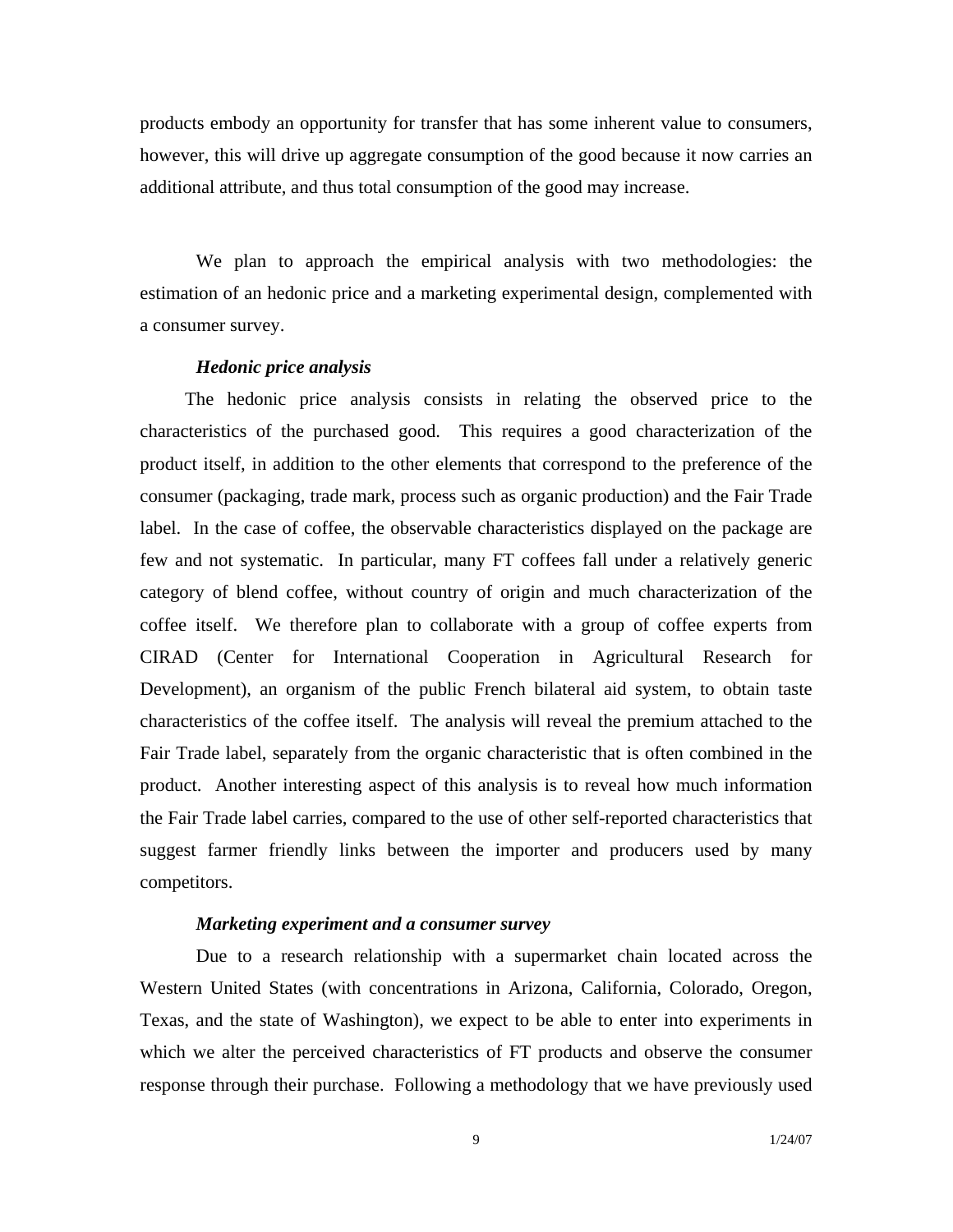products embody an opportunity for transfer that has some inherent value to consumers, however, this will drive up aggregate consumption of the good because it now carries an additional attribute, and thus total consumption of the good may increase.

We plan to approach the empirical analysis with two methodologies: the estimation of an hedonic price and a marketing experimental design, complemented with a consumer survey.

***Hedonic price analysis***

The hedonic price analysis consists in relating the observed price to the characteristics of the purchased good. This requires a good characterization of the product itself, in addition to the other elements that correspond to the preference of the consumer (packaging, trade mark, process such as organic production) and the Fair Trade label. In the case of coffee, the observable characteristics displayed on the package are few and not systematic. In particular, many FT coffees fall under a relatively generic category of blend coffee, without country of origin and much characterization of the coffee itself. We therefore plan to collaborate with a group of coffee experts from CIRAD (Center for International Cooperation in Agricultural Research for Development), an organism of the public French bilateral aid system, to obtain taste characteristics of the coffee itself. The analysis will reveal the premium attached to the Fair Trade label, separately from the organic characteristic that is often combined in the product. Another interesting aspect of this analysis is to reveal how much information the Fair Trade label carries, compared to the use of other self-reported characteristics that suggest farmer friendly links between the importer and producers used by many competitors.

***Marketing experiment and a consumer survey***

Due to a research relationship with a supermarket chain located across the Western United States (with concentrations in Arizona, California, Colorado, Oregon, Texas, and the state of Washington), we expect to be able to enter into experiments in which we alter the perceived characteristics of FT products and observe the consumer response through their purchase. Following a methodology that we have previously used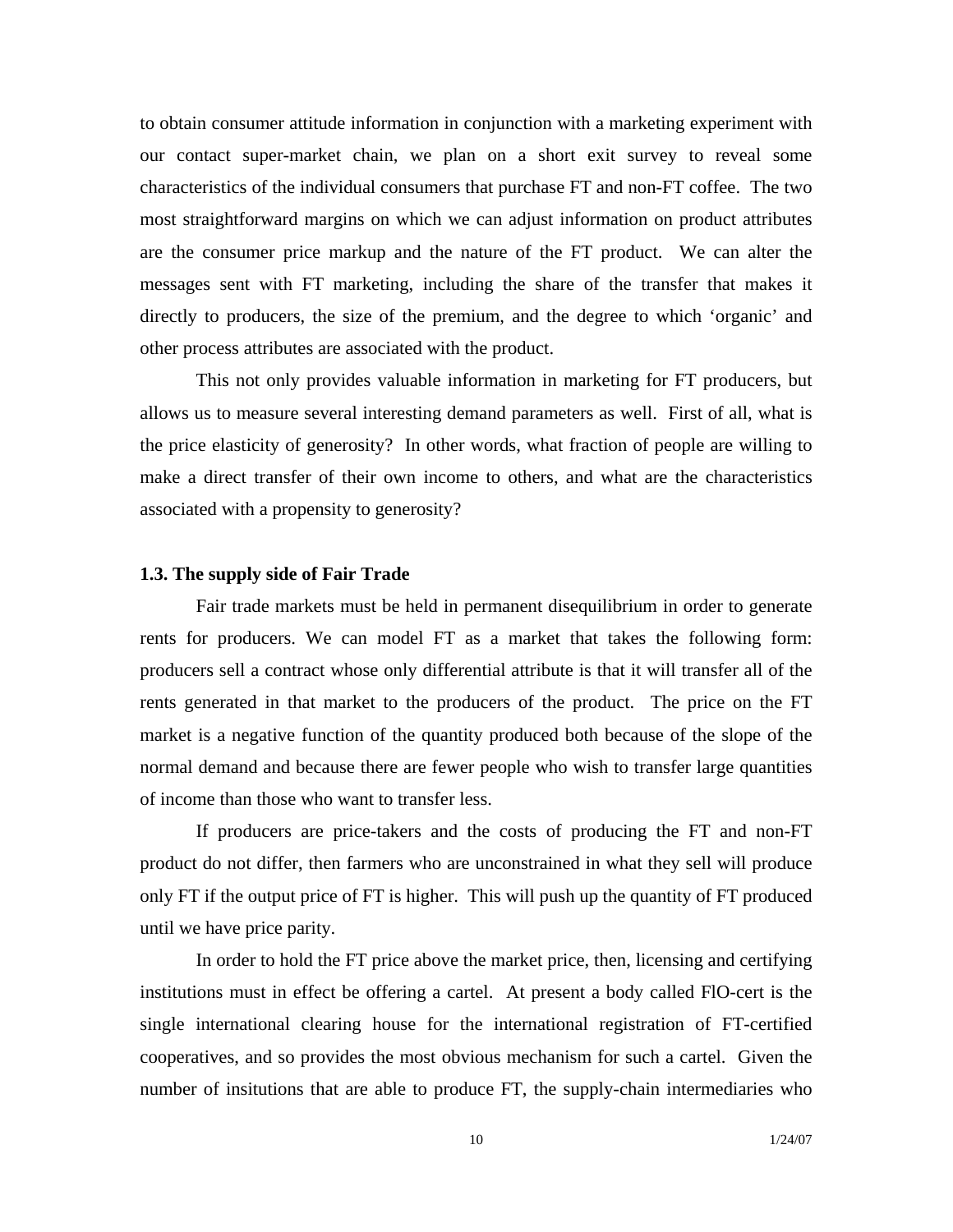to obtain consumer attitude information in conjunction with a marketing experiment with our contact super-market chain, we plan on a short exit survey to reveal some characteristics of the individual consumers that purchase FT and non-FT coffee. The two most straightforward margins on which we can adjust information on product attributes are the consumer price markup and the nature of the FT product. We can alter the messages sent with FT marketing, including the share of the transfer that makes it directly to producers, the size of the premium, and the degree to which 'organic' and other process attributes are associated with the product.

This not only provides valuable information in marketing for FT producers, but allows us to measure several interesting demand parameters as well. First of all, what is the price elasticity of generosity? In other words, what fraction of people are willing to make a direct transfer of their own income to others, and what are the characteristics associated with a propensity to generosity?

### 1.3. The supply side of Fair Trade

Fair trade markets must be held in permanent disequilibrium in order to generate rents for producers. We can model FT as a market that takes the following form: producers sell a contract whose only differential attribute is that it will transfer all of the rents generated in that market to the producers of the product. The price on the FT market is a negative function of the quantity produced both because of the slope of the normal demand and because there are fewer people who wish to transfer large quantities of income than those who want to transfer less.

If producers are price-takers and the costs of producing the FT and non-FT product do not differ, then farmers who are unconstrained in what they sell will produce only FT if the output price of FT is higher. This will push up the quantity of FT produced until we have price parity.

In order to hold the FT price above the market price, then, licensing and certifying institutions must in effect be offering a cartel. At present a body called FlO-cert is the single international clearing house for the international registration of FT-certified cooperatives, and so provides the most obvious mechanism for such a cartel. Given the number of insitutions that are able to produce FT, the supply-chain intermediaries who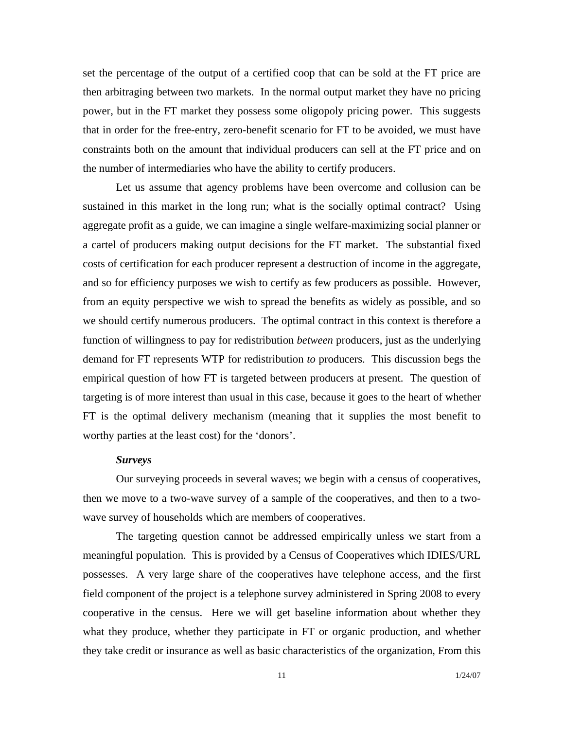set the percentage of the output of a certified coop that can be sold at the FT price are then arbitraging between two markets. In the normal output market they have no pricing power, but in the FT market they possess some oligopoly pricing power. This suggests that in order for the free-entry, zero-benefit scenario for FT to be avoided, we must have constraints both on the amount that individual producers can sell at the FT price and on the number of intermediaries who have the ability to certify producers.

Let us assume that agency problems have been overcome and collusion can be sustained in this market in the long run; what is the socially optimal contract? Using aggregate profit as a guide, we can imagine a single welfare-maximizing social planner or a cartel of producers making output decisions for the FT market. The substantial fixed costs of certification for each producer represent a destruction of income in the aggregate, and so for efficiency purposes we wish to certify as few producers as possible. However, from an equity perspective we wish to spread the benefits as widely as possible, and so we should certify numerous producers. The optimal contract in this context is therefore a function of willingness to pay for redistribution *between* producers, just as the underlying demand for FT represents WTP for redistribution *to* producers. This discussion begs the empirical question of how FT is targeted between producers at present. The question of targeting is of more interest than usual in this case, because it goes to the heart of whether FT is the optimal delivery mechanism (meaning that it supplies the most benefit to worthy parties at the least cost) for the 'donors'.

***Surveys***

Our surveying proceeds in several waves; we begin with a census of cooperatives, then we move to a two-wave survey of a sample of the cooperatives, and then to a two-wave survey of households which are members of cooperatives.

The targeting question cannot be addressed empirically unless we start from a meaningful population. This is provided by a Census of Cooperatives which IDIES/URL possesses. A very large share of the cooperatives have telephone access, and the first field component of the project is a telephone survey administered in Spring 2008 to every cooperative in the census. Here we will get baseline information about whether they what they produce, whether they participate in FT or organic production, and whether they take credit or insurance as well as basic characteristics of the organization, From this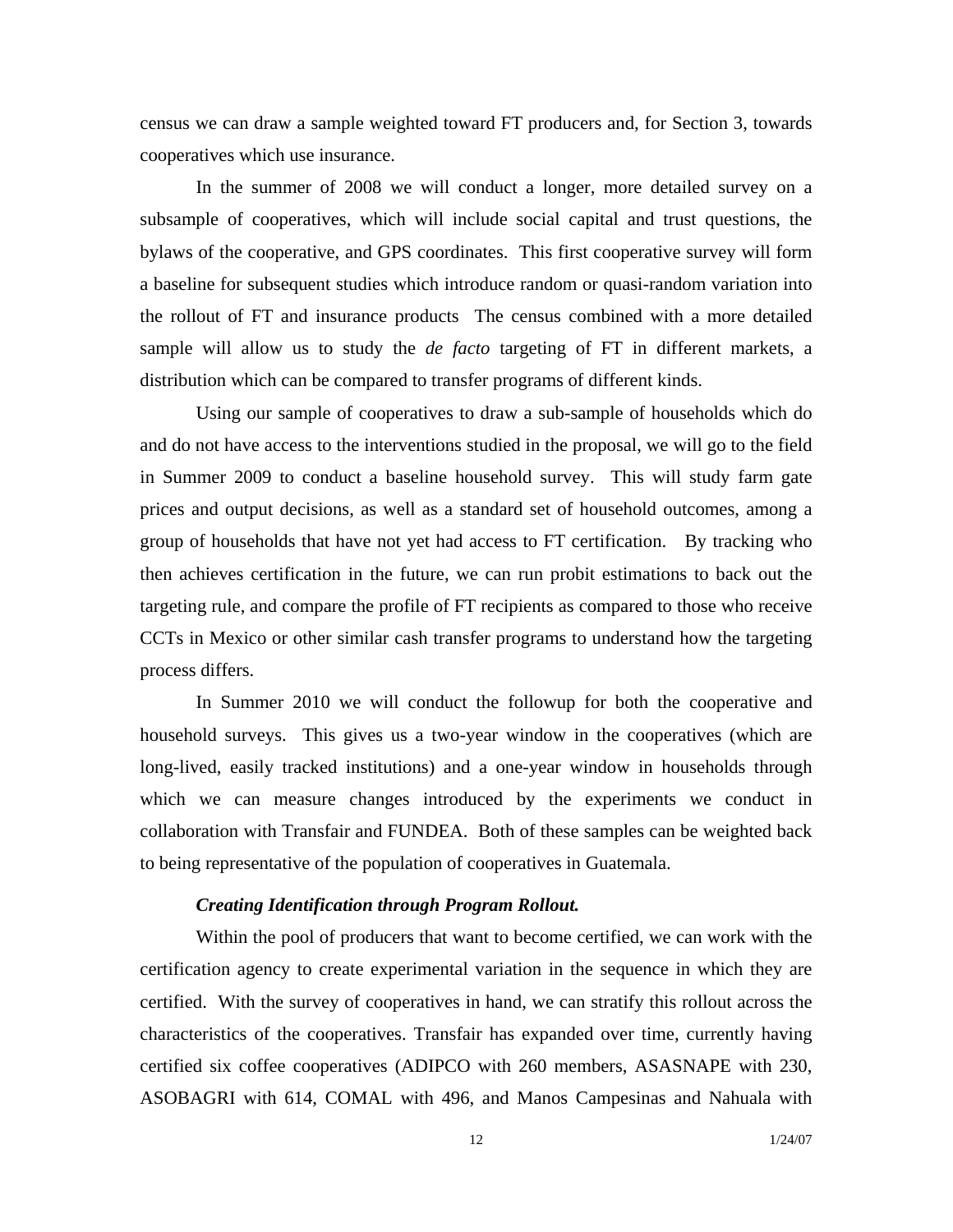census we can draw a sample weighted toward FT producers and, for Section 3, towards cooperatives which use insurance.

In the summer of 2008 we will conduct a longer, more detailed survey on a subsample of cooperatives, which will include social capital and trust questions, the bylaws of the cooperative, and GPS coordinates. This first cooperative survey will form a baseline for subsequent studies which introduce random or quasi-random variation into the rollout of FT and insurance products The census combined with a more detailed sample will allow us to study the *de facto* targeting of FT in different markets, a distribution which can be compared to transfer programs of different kinds.

Using our sample of cooperatives to draw a sub-sample of households which do and do not have access to the interventions studied in the proposal, we will go to the field in Summer 2009 to conduct a baseline household survey. This will study farm gate prices and output decisions, as well as a standard set of household outcomes, among a group of households that have not yet had access to FT certification. By tracking who then achieves certification in the future, we can run probit estimations to back out the targeting rule, and compare the profile of FT recipients as compared to those who receive CCTs in Mexico or other similar cash transfer programs to understand how the targeting process differs.

In Summer 2010 we will conduct the followup for both the cooperative and household surveys. This gives us a two-year window in the cooperatives (which are long-lived, easily tracked institutions) and a one-year window in households through which we can measure changes introduced by the experiments we conduct in collaboration with Transfair and FUNDEA. Both of these samples can be weighted back to being representative of the population of cooperatives in Guatemala.

***Creating Identification through Program Rollout.***

Within the pool of producers that want to become certified, we can work with the certification agency to create experimental variation in the sequence in which they are certified. With the survey of cooperatives in hand, we can stratify this rollout across the characteristics of the cooperatives. Transfair has expanded over time, currently having certified six coffee cooperatives (ADIPCO with 260 members, ASASNAPE with 230, ASOBAGRI with 614, COMAL with 496, and Manos Campesinas and Nahuala with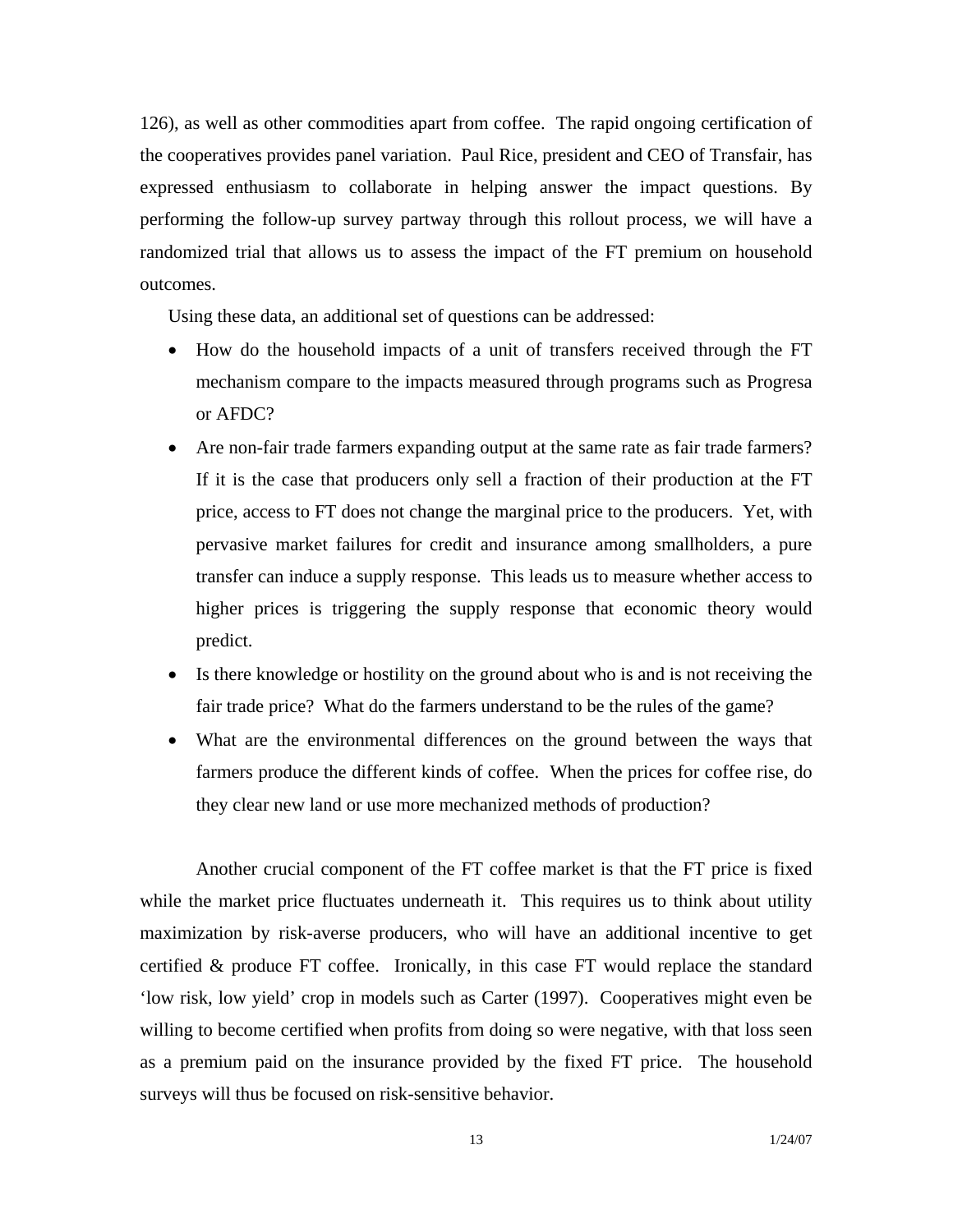126), as well as other commodities apart from coffee. The rapid ongoing certification of the cooperatives provides panel variation. Paul Rice, president and CEO of Transfair, has expressed enthusiasm to collaborate in helping answer the impact questions. By performing the follow-up survey partway through this rollout process, we will have a randomized trial that allows us to assess the impact of the FT premium on household outcomes.

Using these data, an additional set of questions can be addressed:

- How do the household impacts of a unit of transfers received through the FT mechanism compare to the impacts measured through programs such as Progresa or AFDC?
- Are non-fair trade farmers expanding output at the same rate as fair trade farmers? If it is the case that producers only sell a fraction of their production at the FT price, access to FT does not change the marginal price to the producers. Yet, with pervasive market failures for credit and insurance among smallholders, a pure transfer can induce a supply response. This leads us to measure whether access to higher prices is triggering the supply response that economic theory would predict.
- Is there knowledge or hostility on the ground about who is and is not receiving the fair trade price? What do the farmers understand to be the rules of the game?
- What are the environmental differences on the ground between the ways that farmers produce the different kinds of coffee. When the prices for coffee rise, do they clear new land or use more mechanized methods of production?

Another crucial component of the FT coffee market is that the FT price is fixed while the market price fluctuates underneath it. This requires us to think about utility maximization by risk-averse producers, who will have an additional incentive to get certified & produce FT coffee. Ironically, in this case FT would replace the standard 'low risk, low yield' crop in models such as Carter (1997). Cooperatives might even be willing to become certified when profits from doing so were negative, with that loss seen as a premium paid on the insurance provided by the fixed FT price. The household surveys will thus be focused on risk-sensitive behavior.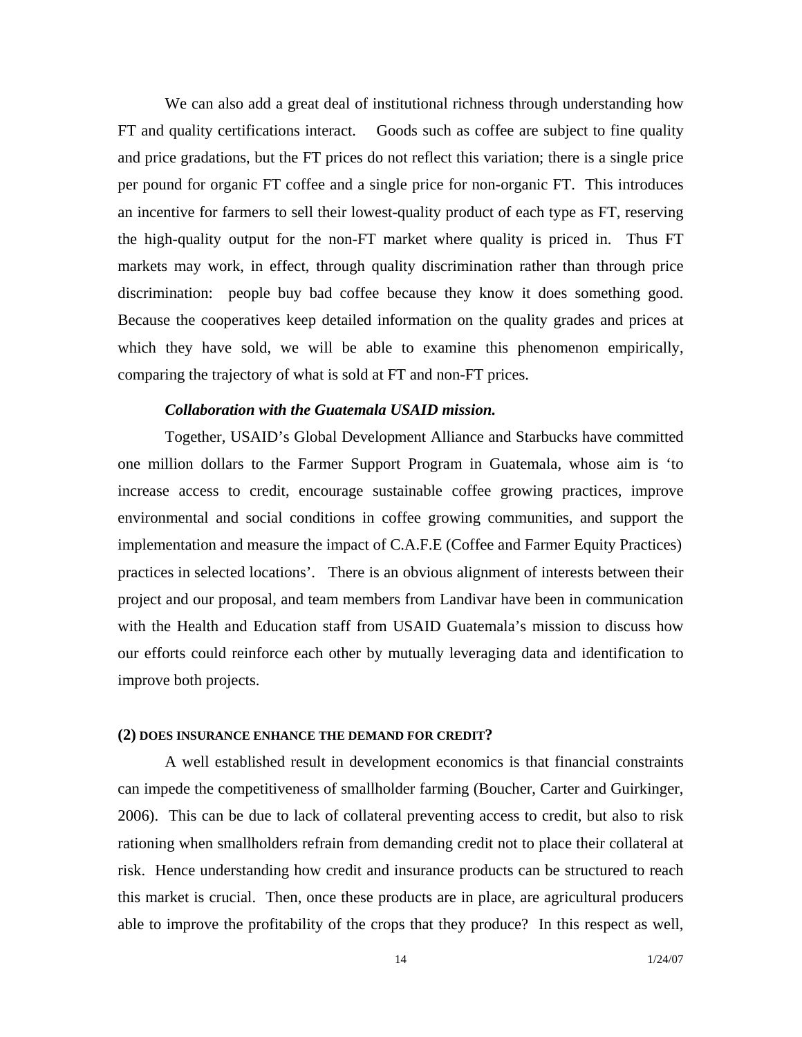We can also add a great deal of institutional richness through understanding how FT and quality certifications interact. Goods such as coffee are subject to fine quality and price gradations, but the FT prices do not reflect this variation; there is a single price per pound for organic FT coffee and a single price for non-organic FT. This introduces an incentive for farmers to sell their lowest-quality product of each type as FT, reserving the high-quality output for the non-FT market where quality is priced in. Thus FT markets may work, in effect, through quality discrimination rather than through price discrimination: people buy bad coffee because they know it does something good. Because the cooperatives keep detailed information on the quality grades and prices at which they have sold, we will be able to examine this phenomenon empirically, comparing the trajectory of what is sold at FT and non-FT prices.

***Collaboration with the Guatemala USAID mission.***

Together, USAID's Global Development Alliance and Starbucks have committed one million dollars to the Farmer Support Program in Guatemala, whose aim is 'to increase access to credit, encourage sustainable coffee growing practices, improve environmental and social conditions in coffee growing communities, and support the implementation and measure the impact of C.A.F.E (Coffee and Farmer Equity Practices) practices in selected locations'. There is an obvious alignment of interests between their project and our proposal, and team members from Landivar have been in communication with the Health and Education staff from USAID Guatemala's mission to discuss how our efforts could reinforce each other by mutually leveraging data and identification to improve both projects.

### (2) DOES INSURANCE ENHANCE THE DEMAND FOR CREDIT?

A well established result in development economics is that financial constraints can impede the competitiveness of smallholder farming (Boucher, Carter and Guirkinger, 2006). This can be due to lack of collateral preventing access to credit, but also to risk rationing when smallholders refrain from demanding credit not to place their collateral at risk. Hence understanding how credit and insurance products can be structured to reach this market is crucial. Then, once these products are in place, are agricultural producers able to improve the profitability of the crops that they produce? In this respect as well,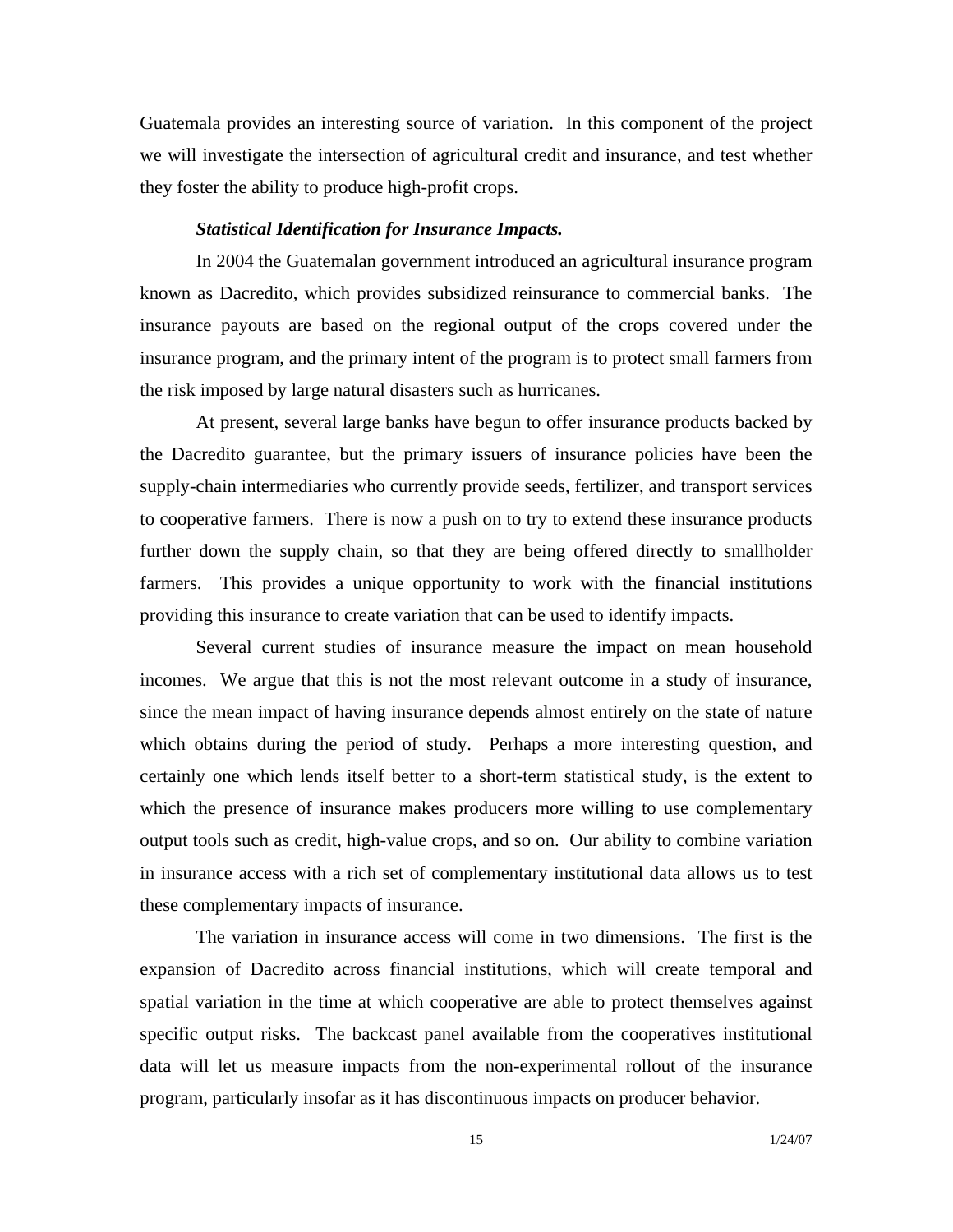Guatemala provides an interesting source of variation. In this component of the project we will investigate the intersection of agricultural credit and insurance, and test whether they foster the ability to produce high-profit crops.

***Statistical Identification for Insurance Impacts.***

In 2004 the Guatemalan government introduced an agricultural insurance program known as Dacredito, which provides subsidized reinsurance to commercial banks. The insurance payouts are based on the regional output of the crops covered under the insurance program, and the primary intent of the program is to protect small farmers from the risk imposed by large natural disasters such as hurricanes.

At present, several large banks have begun to offer insurance products backed by the Dacredito guarantee, but the primary issuers of insurance policies have been the supply-chain intermediaries who currently provide seeds, fertilizer, and transport services to cooperative farmers. There is now a push on to try to extend these insurance products further down the supply chain, so that they are being offered directly to smallholder farmers. This provides a unique opportunity to work with the financial institutions providing this insurance to create variation that can be used to identify impacts.

Several current studies of insurance measure the impact on mean household incomes. We argue that this is not the most relevant outcome in a study of insurance, since the mean impact of having insurance depends almost entirely on the state of nature which obtains during the period of study. Perhaps a more interesting question, and certainly one which lends itself better to a short-term statistical study, is the extent to which the presence of insurance makes producers more willing to use complementary output tools such as credit, high-value crops, and so on. Our ability to combine variation in insurance access with a rich set of complementary institutional data allows us to test these complementary impacts of insurance.

The variation in insurance access will come in two dimensions. The first is the expansion of Dacredito across financial institutions, which will create temporal and spatial variation in the time at which cooperative are able to protect themselves against specific output risks. The backcast panel available from the cooperatives institutional data will let us measure impacts from the non-experimental rollout of the insurance program, particularly insofar as it has discontinuous impacts on producer behavior.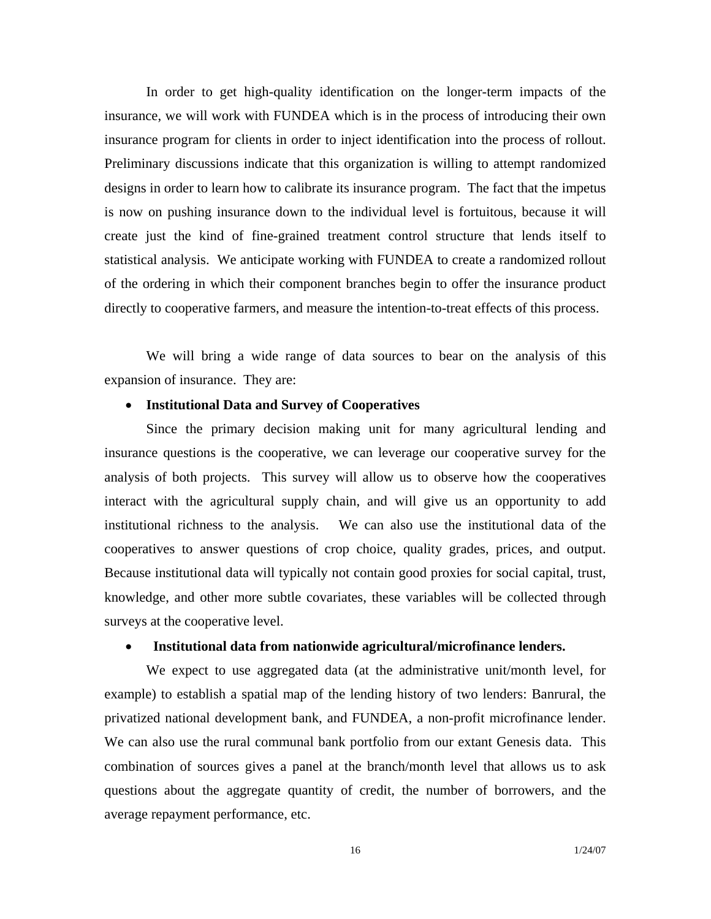In order to get high-quality identification on the longer-term impacts of the insurance, we will work with FUNDEA which is in the process of introducing their own insurance program for clients in order to inject identification into the process of rollout. Preliminary discussions indicate that this organization is willing to attempt randomized designs in order to learn how to calibrate its insurance program. The fact that the impetus is now on pushing insurance down to the individual level is fortuitous, because it will create just the kind of fine-grained treatment control structure that lends itself to statistical analysis. We anticipate working with FUNDEA to create a randomized rollout of the ordering in which their component branches begin to offer the insurance product directly to cooperative farmers, and measure the intention-to-treat effects of this process.

We will bring a wide range of data sources to bear on the analysis of this expansion of insurance. They are:

- **Institutional Data and Survey of Cooperatives**

  Since the primary decision making unit for many agricultural lending and insurance questions is the cooperative, we can leverage our cooperative survey for the analysis of both projects. This survey will allow us to observe how the cooperatives interact with the agricultural supply chain, and will give us an opportunity to add institutional richness to the analysis. We can also use the institutional data of the cooperatives to answer questions of crop choice, quality grades, prices, and output. Because institutional data will typically not contain good proxies for social capital, trust, knowledge, and other more subtle covariates, these variables will be collected through surveys at the cooperative level.

- **Institutional data from nationwide agricultural/microfinance lenders.**

  We expect to use aggregated data (at the administrative unit/month level, for example) to establish a spatial map of the lending history of two lenders: Banrural, the privatized national development bank, and FUNDEA, a non-profit microfinance lender. We can also use the rural communal bank portfolio from our extant Genesis data. This combination of sources gives a panel at the branch/month level that allows us to ask questions about the aggregate quantity of credit, the number of borrowers, and the average repayment performance, etc.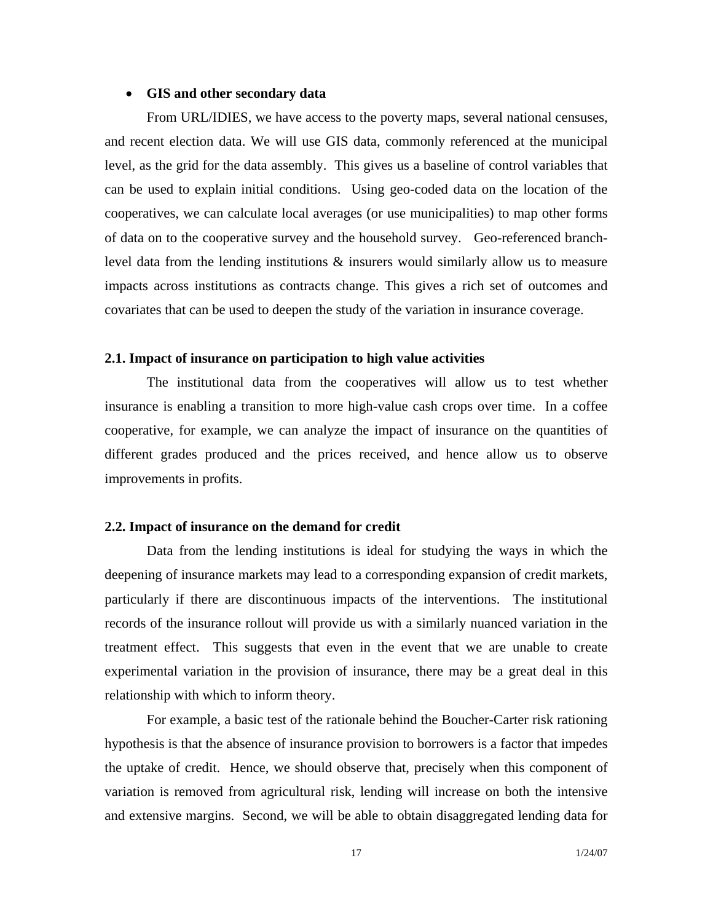- **GIS and other secondary data**

From URL/IDIES, we have access to the poverty maps, several national censuses, and recent election data. We will use GIS data, commonly referenced at the municipal level, as the grid for the data assembly. This gives us a baseline of control variables that can be used to explain initial conditions. Using geo-coded data on the location of the cooperatives, we can calculate local averages (or use municipalities) to map other forms of data on to the cooperative survey and the household survey. Geo-referenced branch-level data from the lending institutions & insurers would similarly allow us to measure impacts across institutions as contracts change. This gives a rich set of outcomes and covariates that can be used to deepen the study of the variation in insurance coverage.

### 2.1. Impact of insurance on participation to high value activities

The institutional data from the cooperatives will allow us to test whether insurance is enabling a transition to more high-value cash crops over time. In a coffee cooperative, for example, we can analyze the impact of insurance on the quantities of different grades produced and the prices received, and hence allow us to observe improvements in profits.

### 2.2. Impact of insurance on the demand for credit

Data from the lending institutions is ideal for studying the ways in which the deepening of insurance markets may lead to a corresponding expansion of credit markets, particularly if there are discontinuous impacts of the interventions. The institutional records of the insurance rollout will provide us with a similarly nuanced variation in the treatment effect. This suggests that even in the event that we are unable to create experimental variation in the provision of insurance, there may be a great deal in this relationship with which to inform theory.

For example, a basic test of the rationale behind the Boucher-Carter risk rationing hypothesis is that the absence of insurance provision to borrowers is a factor that impedes the uptake of credit. Hence, we should observe that, precisely when this component of variation is removed from agricultural risk, lending will increase on both the intensive and extensive margins. Second, we will be able to obtain disaggregated lending data for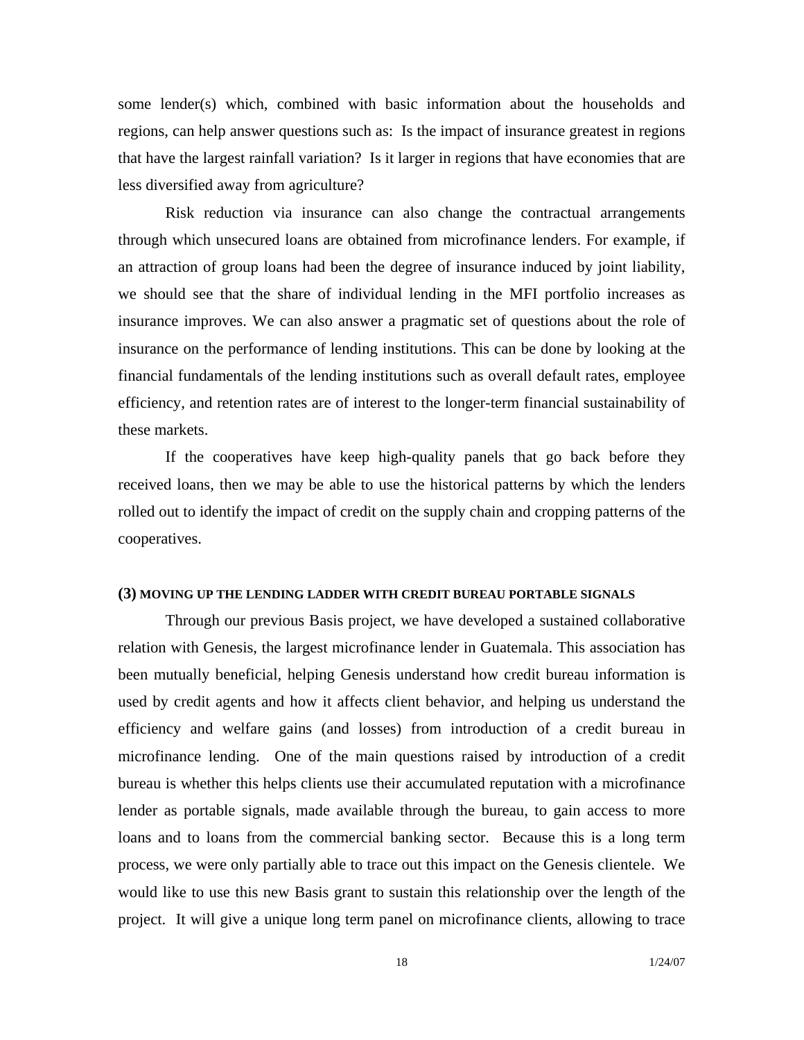some lender(s) which, combined with basic information about the households and regions, can help answer questions such as: Is the impact of insurance greatest in regions that have the largest rainfall variation? Is it larger in regions that have economies that are less diversified away from agriculture?

Risk reduction via insurance can also change the contractual arrangements through which unsecured loans are obtained from microfinance lenders. For example, if an attraction of group loans had been the degree of insurance induced by joint liability, we should see that the share of individual lending in the MFI portfolio increases as insurance improves. We can also answer a pragmatic set of questions about the role of insurance on the performance of lending institutions. This can be done by looking at the financial fundamentals of the lending institutions such as overall default rates, employee efficiency, and retention rates are of interest to the longer-term financial sustainability of these markets.

If the cooperatives have keep high-quality panels that go back before they received loans, then we may be able to use the historical patterns by which the lenders rolled out to identify the impact of credit on the supply chain and cropping patterns of the cooperatives.

### (3) MOVING UP THE LENDING LADDER WITH CREDIT BUREAU PORTABLE SIGNALS

Through our previous Basis project, we have developed a sustained collaborative relation with Genesis, the largest microfinance lender in Guatemala. This association has been mutually beneficial, helping Genesis understand how credit bureau information is used by credit agents and how it affects client behavior, and helping us understand the efficiency and welfare gains (and losses) from introduction of a credit bureau in microfinance lending. One of the main questions raised by introduction of a credit bureau is whether this helps clients use their accumulated reputation with a microfinance lender as portable signals, made available through the bureau, to gain access to more loans and to loans from the commercial banking sector. Because this is a long term process, we were only partially able to trace out this impact on the Genesis clientele. We would like to use this new Basis grant to sustain this relationship over the length of the project. It will give a unique long term panel on microfinance clients, allowing to trace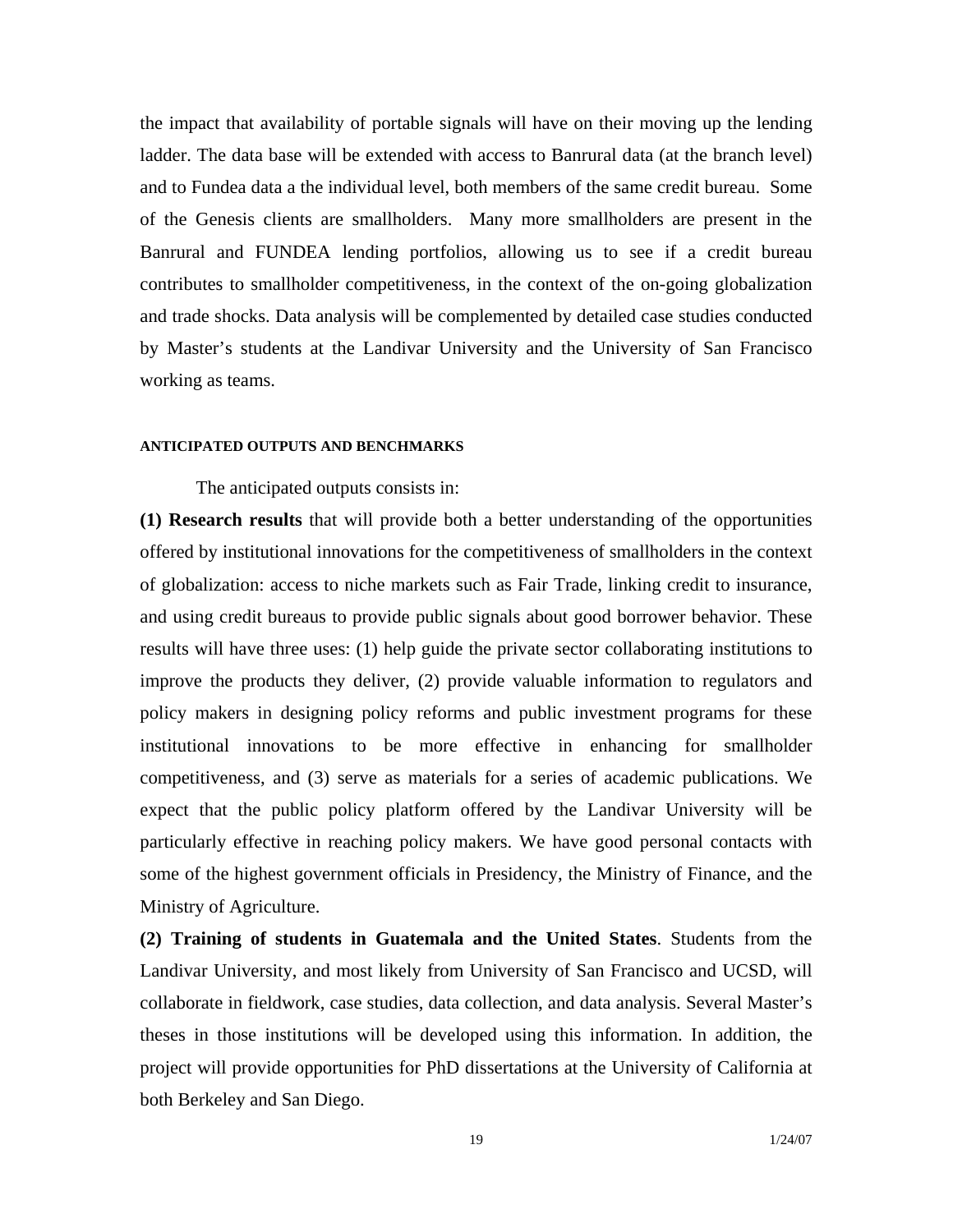the impact that availability of portable signals will have on their moving up the lending ladder. The data base will be extended with access to Banrural data (at the branch level) and to Fundea data a the individual level, both members of the same credit bureau. Some of the Genesis clients are smallholders. Many more smallholders are present in the Banrural and FUNDEA lending portfolios, allowing us to see if a credit bureau contributes to smallholder competitiveness, in the context of the on-going globalization and trade shocks. Data analysis will be complemented by detailed case studies conducted by Master's students at the Landivar University and the University of San Francisco working as teams.

#### ANTICIPATED OUTPUTS AND BENCHMARKS

The anticipated outputs consists in:

**(1) Research results** that will provide both a better understanding of the opportunities offered by institutional innovations for the competitiveness of smallholders in the context of globalization: access to niche markets such as Fair Trade, linking credit to insurance, and using credit bureaus to provide public signals about good borrower behavior. These results will have three uses: (1) help guide the private sector collaborating institutions to improve the products they deliver, (2) provide valuable information to regulators and policy makers in designing policy reforms and public investment programs for these institutional innovations to be more effective in enhancing for smallholder competitiveness, and (3) serve as materials for a series of academic publications. We expect that the public policy platform offered by the Landivar University will be particularly effective in reaching policy makers. We have good personal contacts with some of the highest government officials in Presidency, the Ministry of Finance, and the Ministry of Agriculture.

**(2) Training of students in Guatemala and the United States**. Students from the Landivar University, and most likely from University of San Francisco and UCSD, will collaborate in fieldwork, case studies, data collection, and data analysis. Several Master's theses in those institutions will be developed using this information. In addition, the project will provide opportunities for PhD dissertations at the University of California at both Berkeley and San Diego.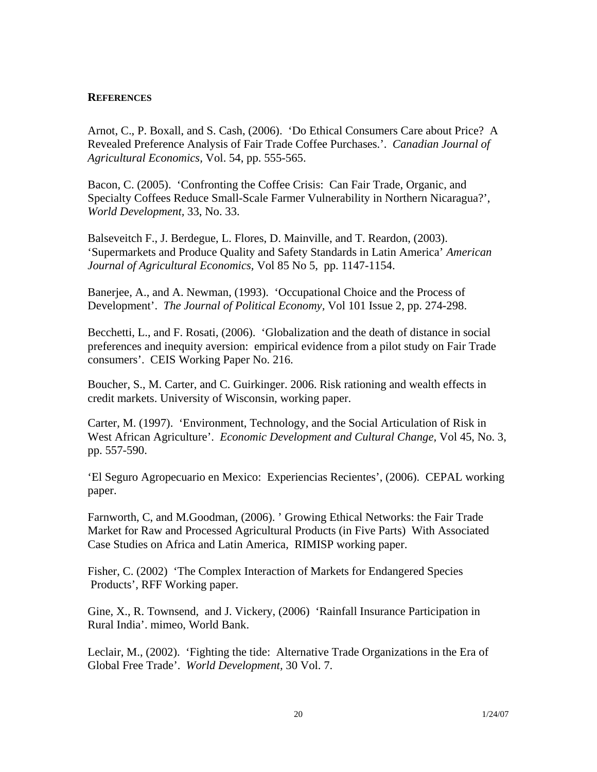## REFERENCES

Arnot, C., P. Boxall, and S. Cash, (2006). 'Do Ethical Consumers Care about Price? A Revealed Preference Analysis of Fair Trade Coffee Purchases.'. *Canadian Journal of Agricultural Economics*, Vol. 54, pp. 555-565.

Bacon, C. (2005). 'Confronting the Coffee Crisis: Can Fair Trade, Organic, and Specialty Coffees Reduce Small-Scale Farmer Vulnerability in Northern Nicaragua?', *World Development*, 33, No. 33.

Balseveitch F., J. Berdegue, L. Flores, D. Mainville, and T. Reardon, (2003). 'Supermarkets and Produce Quality and Safety Standards in Latin America' *American Journal of Agricultural Economics*, Vol 85 No 5, pp. 1147-1154.

Banerjee, A., and A. Newman, (1993). 'Occupational Choice and the Process of Development'. *The Journal of Political Economy*, Vol 101 Issue 2, pp. 274-298.

Becchetti, L., and F. Rosati, (2006). 'Globalization and the death of distance in social preferences and inequity aversion: empirical evidence from a pilot study on Fair Trade consumers'. CEIS Working Paper No. 216.

Boucher, S., M. Carter, and C. Guirkinger. 2006. Risk rationing and wealth effects in credit markets. University of Wisconsin, working paper.

Carter, M. (1997). 'Environment, Technology, and the Social Articulation of Risk in West African Agriculture'. *Economic Development and Cultural Change*, Vol 45, No. 3, pp. 557-590.

'El Seguro Agropecuario en Mexico: Experiencias Recientes', (2006). CEPAL working paper.

Farnworth, C, and M.Goodman, (2006). ' Growing Ethical Networks: the Fair Trade Market for Raw and Processed Agricultural Products (in Five Parts) With Associated Case Studies on Africa and Latin America, RIMISP working paper.

Fisher, C. (2002) 'The Complex Interaction of Markets for Endangered Species Products', RFF Working paper.

Gine, X., R. Townsend, and J. Vickery, (2006) 'Rainfall Insurance Participation in Rural India'. mimeo, World Bank.

Leclair, M., (2002). 'Fighting the tide: Alternative Trade Organizations in the Era of Global Free Trade'. *World Development*, 30 Vol. 7.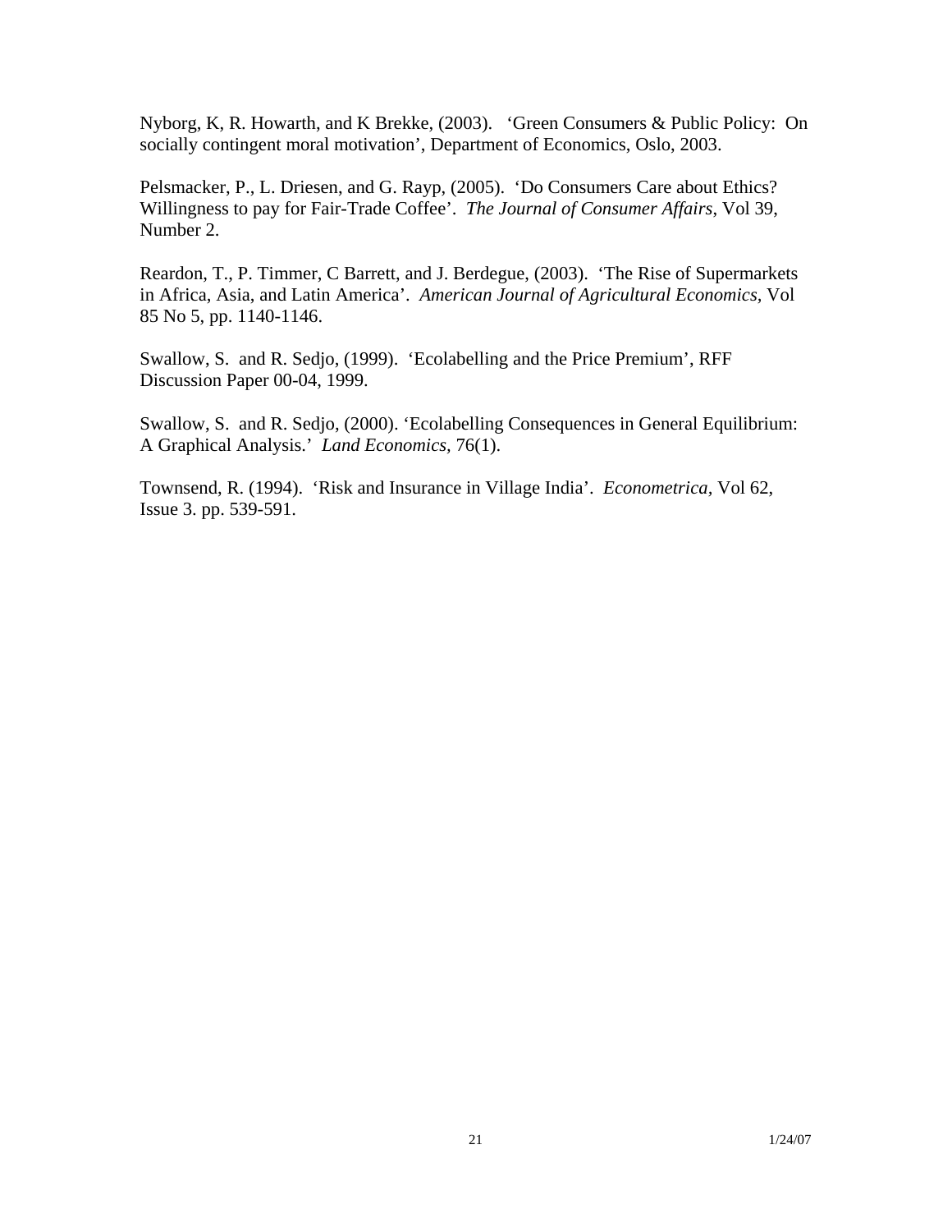Nyborg, K, R. Howarth, and K Brekke, (2003). 'Green Consumers & Public Policy: On socially contingent moral motivation', Department of Economics, Oslo, 2003.

Pelsmacker, P., L. Driesen, and G. Rayp, (2005). 'Do Consumers Care about Ethics? Willingness to pay for Fair-Trade Coffee'. *The Journal of Consumer Affairs*, Vol 39, Number 2.

Reardon, T., P. Timmer, C Barrett, and J. Berdegue, (2003). 'The Rise of Supermarkets in Africa, Asia, and Latin America'. *American Journal of Agricultural Economics*, Vol 85 No 5, pp. 1140-1146.

Swallow, S. and R. Sedjo, (1999). 'Ecolabelling and the Price Premium', RFF Discussion Paper 00-04, 1999.

Swallow, S. and R. Sedjo, (2000). 'Ecolabelling Consequences in General Equilibrium: A Graphical Analysis.' *Land Economics*, 76(1).

Townsend, R. (1994). 'Risk and Insurance in Village India'. *Econometrica*, Vol 62, Issue 3. pp. 539-591.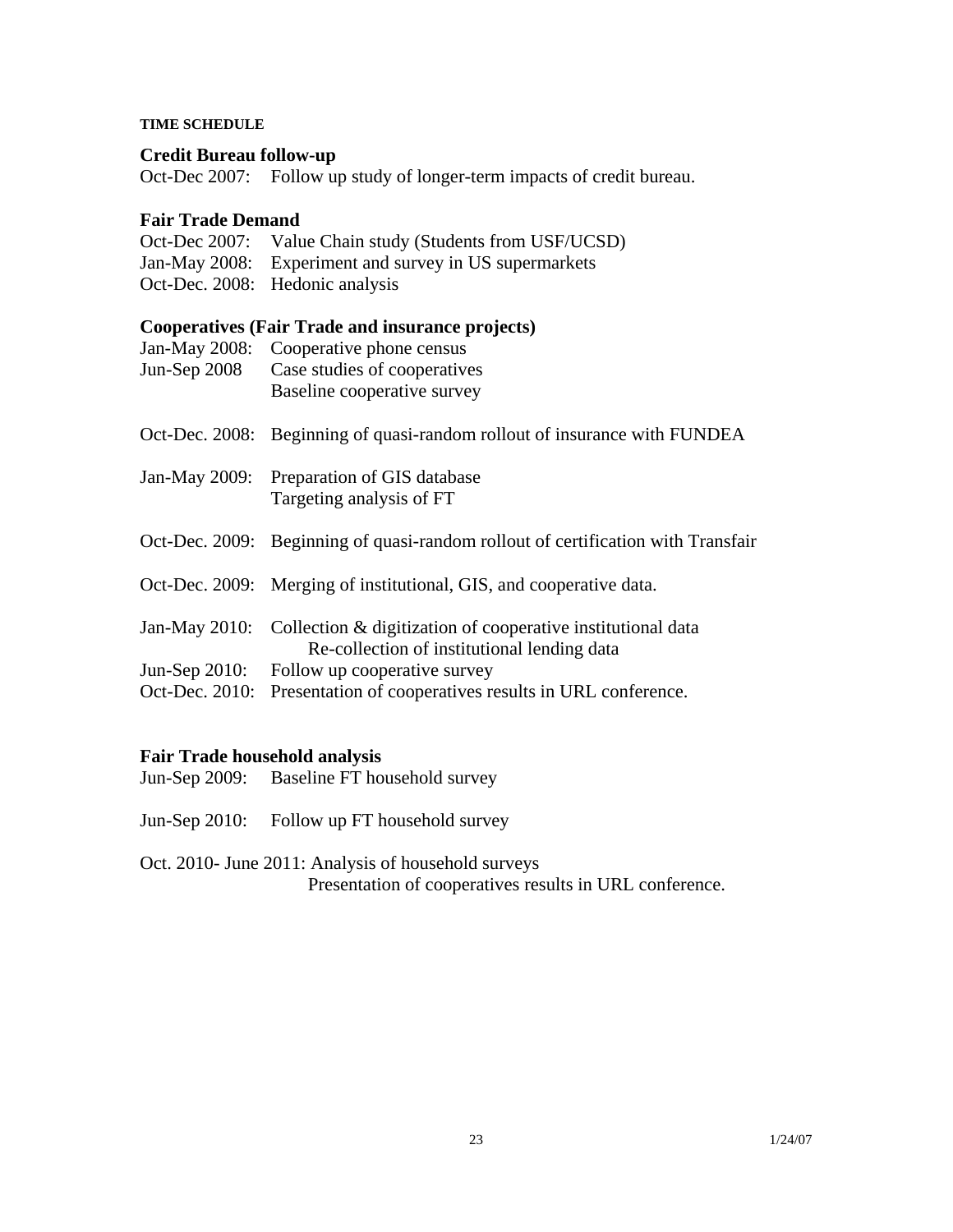#### TIME SCHEDULE

**Credit Bureau follow-up**

Oct-Dec 2007: Follow up study of longer-term impacts of credit bureau.

**Fair Trade Demand**

Oct-Dec 2007: Value Chain study (Students from USF/UCSD)
Jan-May 2008: Experiment and survey in US supermarkets
Oct-Dec. 2008: Hedonic analysis

**Cooperatives (Fair Trade and insurance projects)**

Jan-May 2008: Cooperative phone census
Jun-Sep 2008 Case studies of cooperatives
Baseline cooperative survey

Oct-Dec. 2008: Beginning of quasi-random rollout of insurance with FUNDEA

Jan-May 2009: Preparation of GIS database
Targeting analysis of FT

Oct-Dec. 2009: Beginning of quasi-random rollout of certification with Transfair

Oct-Dec. 2009: Merging of institutional, GIS, and cooperative data.

Jan-May 2010: Collection & digitization of cooperative institutional data
Re-collection of institutional lending data
Jun-Sep 2010: Follow up cooperative survey
Oct-Dec. 2010: Presentation of cooperatives results in URL conference.

**Fair Trade household analysis**

Jun-Sep 2009: Baseline FT household survey

Jun-Sep 2010: Follow up FT household survey

Oct. 2010- June 2011: Analysis of household surveys
Presentation of cooperatives results in URL conference.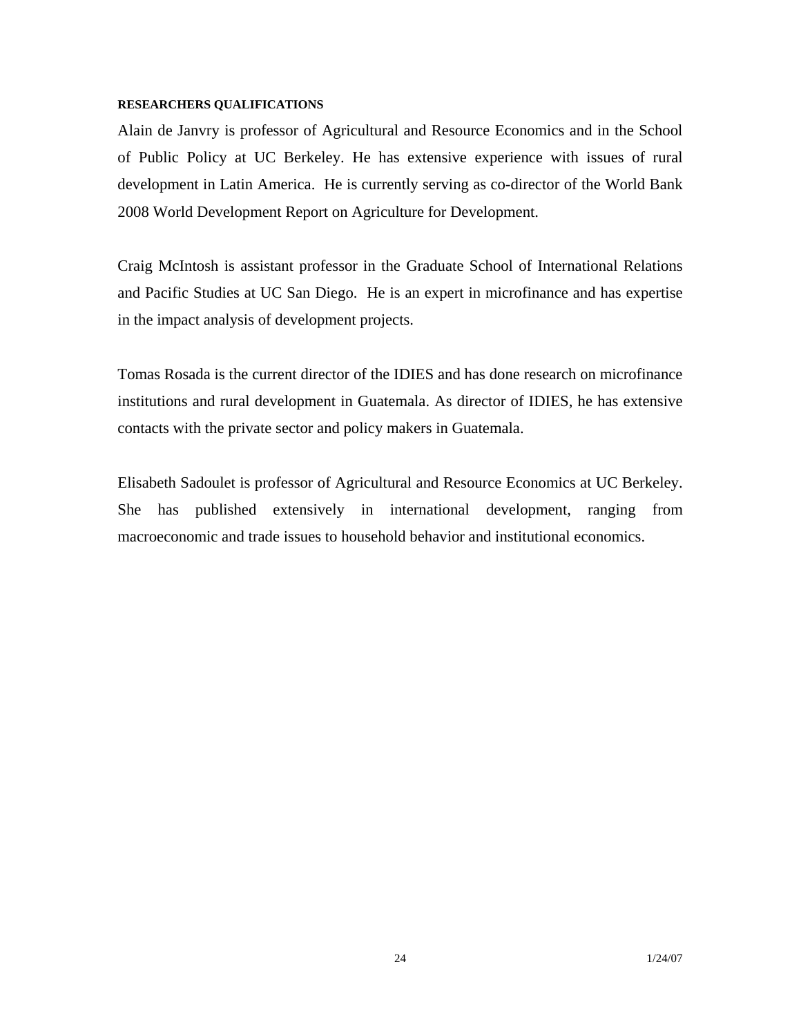**RESEARCHERS QUALIFICATIONS**

Alain de Janvry is professor of Agricultural and Resource Economics and in the School of Public Policy at UC Berkeley. He has extensive experience with issues of rural development in Latin America. He is currently serving as co-director of the World Bank 2008 World Development Report on Agriculture for Development.

Craig McIntosh is assistant professor in the Graduate School of International Relations and Pacific Studies at UC San Diego. He is an expert in microfinance and has expertise in the impact analysis of development projects.

Tomas Rosada is the current director of the IDIES and has done research on microfinance institutions and rural development in Guatemala. As director of IDIES, he has extensive contacts with the private sector and policy makers in Guatemala.

Elisabeth Sadoulet is professor of Agricultural and Resource Economics at UC Berkeley. She has published extensively in international development, ranging from macroeconomic and trade issues to household behavior and institutional economics.